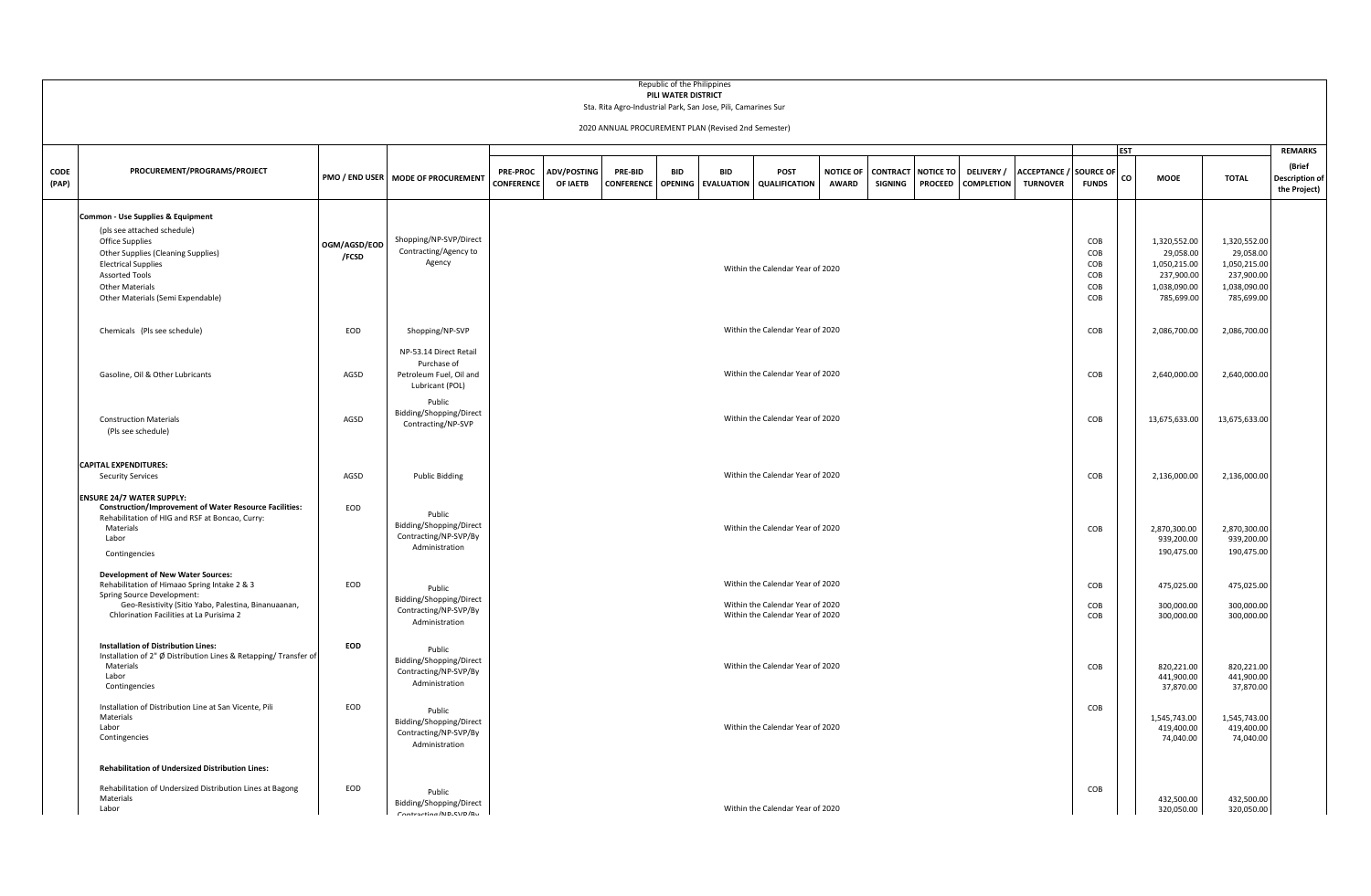Republic of the Philippines
**PILI WATER DISTRICT**
Sta. Rita Agro-Industrial Park, San Jose, Pili, Camarines Sur

2020 ANNUAL PROCUREMENT PLAN (Revised 2nd Semester)

| CODE (PAP) | PROCUREMENT/PROGRAMS/PROJECT | PMO / END USER | MODE OF PROCUREMENT | PRE-PROC CONFERENCE | ADV/POSTING OF IAETB | PRE-BID CONFERENCE | BID OPENING | BID EVALUATION | POST QUALIFICATION | NOTICE OF AWARD | CONTRACT SIGNING | NOTICE TO PROCEED | DELIVERY / COMPLETION | ACCEPTANCE / TURNOVER | SOURCE OF FUNDS | EST CO | EST MOOE | EST TOTAL | REMARKS (Brief Description of the Project) |
|---|---|---|---|---|---|---|---|---|---|---|---|---|---|---|---|---|---|---|---|
| | **Common - Use Supplies & Equipment** | | | | | | | | | | | | | | | | | | |
| | (pls see attached schedule) | OGM/AGSD/EOD /FCSD | Shopping/NP-SVP/Direct Contracting/Agency to Agency | | | | | | | | | | | | | | | | |
| | Office Supplies | | | | | | | | | | | | | | COB | | 1,320,552.00 | 1,320,552.00 | |
| | Other Supplies (Cleaning Supplies) | | | | | | | | | | | | | | COB | | 29,058.00 | 29,058.00 | |
| | Electrical Supplies | | | | | | | | | | | | | | COB | | 1,050,215.00 | 1,050,215.00 | |
| | Assorted Tools | | | Within the Calendar Year of 2020 | | | | | | | | | | | COB | | 237,900.00 | 237,900.00 | |
| | Other Materials | | | | | | | | | | | | | | COB | | 1,038,090.00 | 1,038,090.00 | |
| | Other Materials (Semi Expendable) | | | | | | | | | | | | | | COB | | 785,699.00 | 785,699.00 | |
| | Chemicals (Pls see schedule) | EOD | Shopping/NP-SVP | Within the Calendar Year of 2020 | | | | | | | | | | | COB | | 2,086,700.00 | 2,086,700.00 | |
| | Gasoline, Oil & Other Lubricants | AGSD | NP-53.14 Direct Retail Purchase of Petroleum Fuel, Oil and Lubricant (POL) | Within the Calendar Year of 2020 | | | | | | | | | | | COB | | 2,640,000.00 | 2,640,000.00 | |
| | Construction Materials (Pls see schedule) | AGSD | Public Bidding/Shopping/Direct Contracting/NP-SVP | Within the Calendar Year of 2020 | | | | | | | | | | | COB | | 13,675,633.00 | 13,675,633.00 | |
| | **CAPITAL EXPENDITURES:** | | | | | | | | | | | | | | | | | | |
| | Security Services | AGSD | Public Bidding | Within the Calendar Year of 2020 | | | | | | | | | | | COB | | 2,136,000.00 | 2,136,000.00 | |
| | **ENSURE 24/7 WATER SUPPLY:** | | | | | | | | | | | | | | | | | | |
| | **Construction/Improvement of Water Resource Facilities:** | EOD | Public Bidding/Shopping/Direct Contracting/NP-SVP/By Administration | | | | | | | | | | | | | | | | |
| | Rehabilitation of HIG and RSF at Boncao, Curry: | | | | | | | | | | | | | | | | | | |
| | Materials | | | Within the Calendar Year of 2020 | | | | | | | | | | | COB | | 2,870,300.00 | 2,870,300.00 | |
| | Labor | | | | | | | | | | | | | | | | 939,200.00 | 939,200.00 | |
| | Contingencies | | | | | | | | | | | | | | | | 190,475.00 | 190,475.00 | |
| | **Development of New Water Sources:** | | | | | | | | | | | | | | | | | | |
| | Rehabilitation of Himaao Spring Intake 2 & 3 | EOD | Public Bidding/Shopping/Direct Contracting/NP-SVP/By Administration | Within the Calendar Year of 2020 | | | | | | | | | | | COB | | 475,025.00 | 475,025.00 | |
| | Spring Source Development: | | | | | | | | | | | | | | | | | | |
| | Geo-Resistivity (Sitio Yabo, Palestina, Binanuaanan, | | | Within the Calendar Year of 2020 | | | | | | | | | | | COB | | 300,000.00 | 300,000.00 | |
| | Chlorination Facilities at La Purisima 2 | | | Within the Calendar Year of 2020 | | | | | | | | | | | COB | | 300,000.00 | 300,000.00 | |
| | **Installation of Distribution Lines:** | **EOD** | Public Bidding/Shopping/Direct Contracting/NP-SVP/By Administration | | | | | | | | | | | | | | | | |
| | Installation of 2" Ø Distribution Lines & Retapping/ Transfer of | | | | | | | | | | | | | | | | | | |
| | Materials | | | Within the Calendar Year of 2020 | | | | | | | | | | | COB | | 820,221.00 | 820,221.00 | |
| | Labor | | | | | | | | | | | | | | | | 441,900.00 | 441,900.00 | |
| | Contingencies | | | | | | | | | | | | | | | | 37,870.00 | 37,870.00 | |
| | Installation of Distribution Line at San Vicente, Pili | EOD | Public Bidding/Shopping/Direct Contracting/NP-SVP/By Administration | | | | | | | | | | | | COB | | | | |
| | Materials | | | | | | | | | | | | | | | | 1,545,743.00 | 1,545,743.00 | |
| | Labor | | | Within the Calendar Year of 2020 | | | | | | | | | | | | | 419,400.00 | 419,400.00 | |
| | Contingencies | | | | | | | | | | | | | | | | 74,040.00 | 74,040.00 | |
| | **Rehabilitation of Undersized Distribution Lines:** | | | | | | | | | | | | | | | | | | |
| | Rehabilitation of Undersized Distribution Lines at Bagong | EOD | Public Bidding/Shopping/Direct Contracting/NP-SVP/By | | | | | | | | | | | | COB | | | | |
| | Materials | | | | | | | | | | | | | | | | 432,500.00 | 432,500.00 | |
| | Labor | | | Within the Calendar Year of 2020 | | | | | | | | | | | | | 320,050.00 | 320,050.00 | |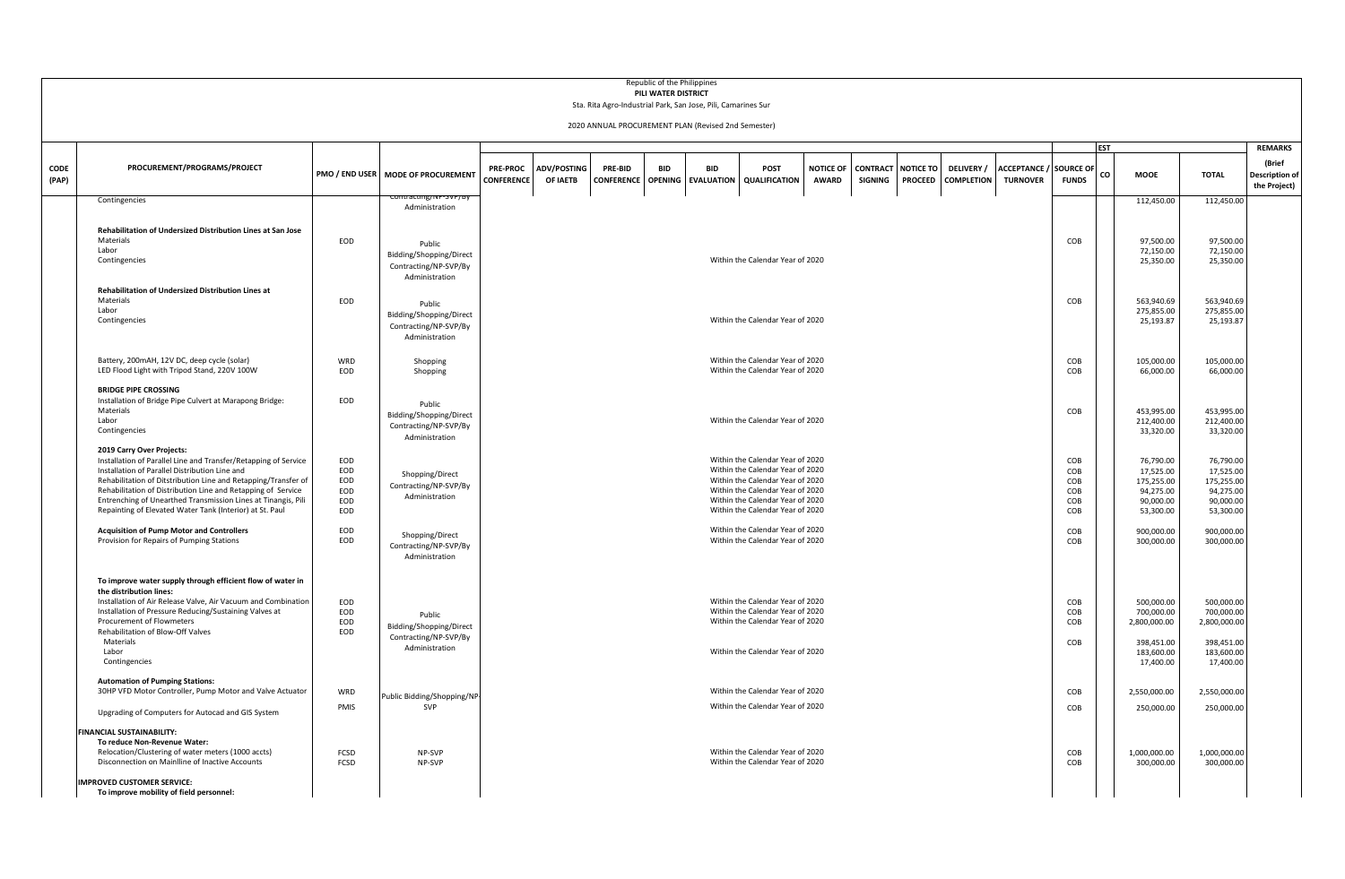Republic of the Philippines
**PILI WATER DISTRICT**
Sta. Rita Agro-Industrial Park, San Jose, Pili, Camarines Sur

2020 ANNUAL PROCUREMENT PLAN (Revised 2nd Semester)

| CODE (PAP) | PROCUREMENT/PROGRAMS/PROJECT | PMO / END USER | MODE OF PROCUREMENT | PRE-PROC CONFERENCE | ADV/POSTING OF IAETB | PRE-BID CONFERENCE | BID OPENING | BID EVALUATION | POST QUALIFICATION | NOTICE OF AWARD | CONTRACT SIGNING | NOTICE TO PROCEED | DELIVERY / COMPLETION | ACCEPTANCE / TURNOVER | SOURCE OF FUNDS | EST CO | MOOE | TOTAL | REMARKS (Brief Description of the Project) |
|---|---|---|---|---|---|---|---|---|---|---|---|---|---|---|---|---|---|---|---|
| | Contingencies | | Contracting/NP-SVP/By Administration | | | | | | | | | | | | | | 112,450.00 | 112,450.00 | |
| | **Rehabilitation of Undersized Distribution Lines at San Jose** | EOD | Public Bidding/Shopping/Direct Contracting/NP-SVP/By Administration | | | | | | Within the Calendar Year of 2020 | | | | | | COB | | | | |
| | Materials | | | | | | | | | | | | | | | | 97,500.00 | 97,500.00 | |
| | Labor | | | | | | | | | | | | | | | | 72,150.00 | 72,150.00 | |
| | Contingencies | | | | | | | | | | | | | | | | 25,350.00 | 25,350.00 | |
| | **Rehabilitation of Undersized Distribution Lines at** | EOD | Public Bidding/Shopping/Direct Contracting/NP-SVP/By Administration | | | | | | Within the Calendar Year of 2020 | | | | | | COB | | | | |
| | Materials | | | | | | | | | | | | | | | | 563,940.69 | 563,940.69 | |
| | Labor | | | | | | | | | | | | | | | | 275,855.00 | 275,855.00 | |
| | Contingencies | | | | | | | | | | | | | | | | 25,193.87 | 25,193.87 | |
| | Battery, 200mAH, 12V DC, deep cycle (solar) | WRD | Shopping | | | | | | Within the Calendar Year of 2020 | | | | | | COB | | 105,000.00 | 105,000.00 | |
| | LED Flood Light with Tripod Stand, 220V 100W | EOD | Shopping | | | | | | Within the Calendar Year of 2020 | | | | | | COB | | 66,000.00 | 66,000.00 | |
| | **BRIDGE PIPE CROSSING** | | | | | | | | | | | | | | | | | | |
| | Installation of Bridge Pipe Culvert at Marapong Bridge: | EOD | Public Bidding/Shopping/Direct Contracting/NP-SVP/By Administration | | | | | | Within the Calendar Year of 2020 | | | | | | COB | | | | |
| | Materials | | | | | | | | | | | | | | | | 453,995.00 | 453,995.00 | |
| | Labor | | | | | | | | | | | | | | | | 212,400.00 | 212,400.00 | |
| | Contingencies | | | | | | | | | | | | | | | | 33,320.00 | 33,320.00 | |
| | **2019 Carry Over Projects:** | | | | | | | | | | | | | | | | | | |
| | Installation of Parallel Line and Transfer/Retapping of Service | EOD | Shopping/Direct Contracting/NP-SVP/By Administration | | | | | | Within the Calendar Year of 2020 | | | | | | COB | | 76,790.00 | 76,790.00 | |
| | Installation of Parallel Distribution Line and | EOD | | | | | | | Within the Calendar Year of 2020 | | | | | | COB | | 17,525.00 | 17,525.00 | |
| | Rehabilitation of Ditstribution Line and Retapping/Transfer of | EOD | | | | | | | Within the Calendar Year of 2020 | | | | | | COB | | 175,255.00 | 175,255.00 | |
| | Rehabilitation of Distribution Line and Retapping of Service | EOD | | | | | | | Within the Calendar Year of 2020 | | | | | | COB | | 94,275.00 | 94,275.00 | |
| | Entrenching of Unearthed Transmission Lines at Tinangis, Pili | EOD | | | | | | | Within the Calendar Year of 2020 | | | | | | COB | | 90,000.00 | 90,000.00 | |
| | Repainting of Elevated Water Tank (Interior) at St. Paul | EOD | | | | | | | Within the Calendar Year of 2020 | | | | | | COB | | 53,300.00 | 53,300.00 | |
| | **Acquisition of Pump Motor and Controllers** | EOD | Shopping/Direct Contracting/NP-SVP/By Administration | | | | | | Within the Calendar Year of 2020 | | | | | | COB | | 900,000.00 | 900,000.00 | |
| | Provision for Repairs of Pumping Stations | EOD | | | | | | | Within the Calendar Year of 2020 | | | | | | COB | | 300,000.00 | 300,000.00 | |
| | **To improve water supply through efficient flow of water in the distribution lines:** | | | | | | | | | | | | | | | | | | |
| | Installation of Air Release Valve, Air Vacuum and Combination | EOD | Public Bidding/Shopping/Direct Contracting/NP-SVP/By Administration | | | | | | Within the Calendar Year of 2020 | | | | | | COB | | 500,000.00 | 500,000.00 | |
| | Installation of Pressure Reducing/Sustaining Valves at | EOD | | | | | | | Within the Calendar Year of 2020 | | | | | | COB | | 700,000.00 | 700,000.00 | |
| | Procurement of Flowmeters | EOD | | | | | | | Within the Calendar Year of 2020 | | | | | | COB | | 2,800,000.00 | 2,800,000.00 | |
| | Rehabilitation of Blow-Off Valves | EOD | | | | | | | Within the Calendar Year of 2020 | | | | | | COB | | | | |
| | Materials | | | | | | | | | | | | | | | | 398,451.00 | 398,451.00 | |
| | Labor | | | | | | | | | | | | | | | | 183,600.00 | 183,600.00 | |
| | Contingencies | | | | | | | | | | | | | | | | 17,400.00 | 17,400.00 | |
| | **Automation of Pumping Stations:** | | | | | | | | | | | | | | | | | | |
| | 30HP VFD Motor Controller, Pump Motor and Valve Actuator | WRD | Public Bidding/Shopping/NP-SVP | | | | | | Within the Calendar Year of 2020 | | | | | | COB | | 2,550,000.00 | 2,550,000.00 | |
| | Upgrading of Computers for Autocad and GIS System | PMIS | | | | | | | Within the Calendar Year of 2020 | | | | | | COB | | 250,000.00 | 250,000.00 | |
| | **FINANCIAL SUSTAINABILITY:** | | | | | | | | | | | | | | | | | | |
| | **To reduce Non-Revenue Water:** | | | | | | | | | | | | | | | | | | |
| | Relocation/Clustering of water meters (1000 accts) | FCSD | NP-SVP | | | | | | Within the Calendar Year of 2020 | | | | | | COB | | 1,000,000.00 | 1,000,000.00 | |
| | Disconnection on Mainlline of Inactive Accounts | FCSD | NP-SVP | | | | | | Within the Calendar Year of 2020 | | | | | | COB | | 300,000.00 | 300,000.00 | |
| | **IMPROVED CUSTOMER SERVICE:** | | | | | | | | | | | | | | | | | | |
| | **To improve mobility of field personnel:** | | | | | | | | | | | | | | | | | | |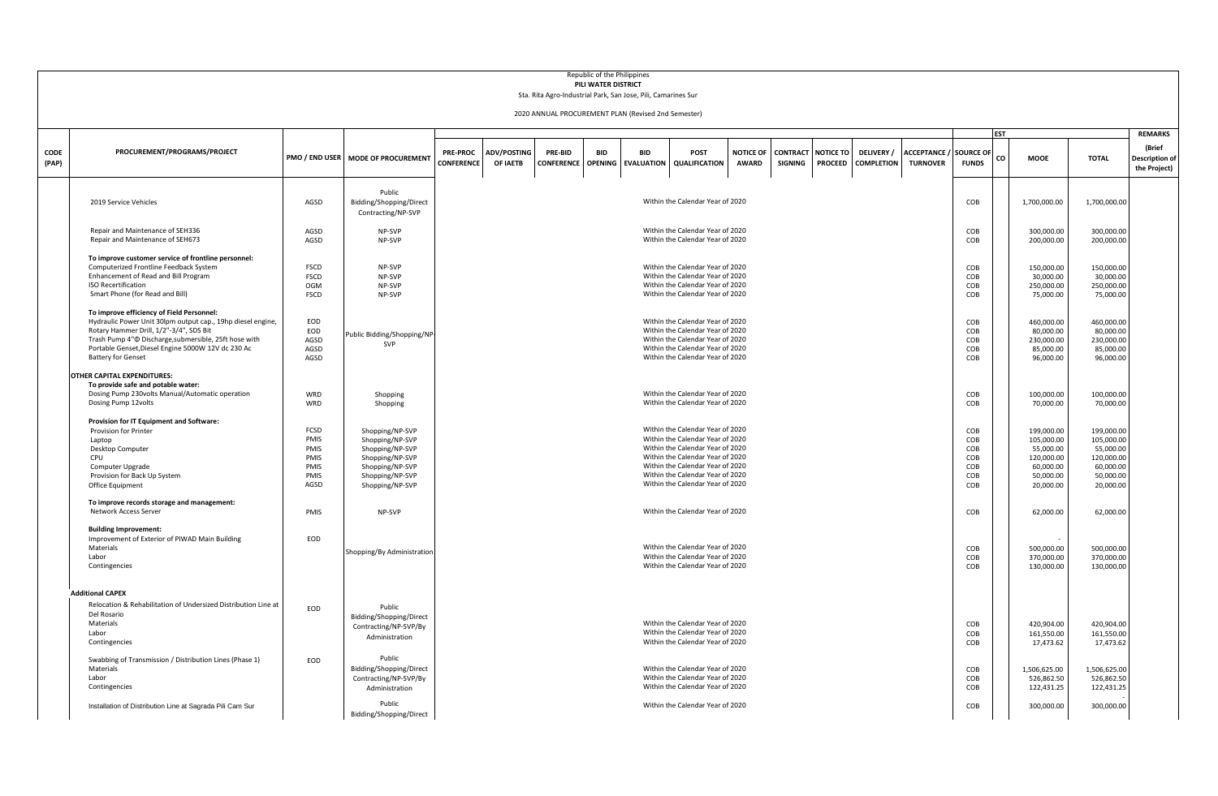Republic of the Philippines
**PILI WATER DISTRICT**
Sta. Rita Agro-Industrial Park, San Jose, Pili, Camarines Sur

2020 ANNUAL PROCUREMENT PLAN (Revised 2nd Semester)

| CODE (PAP) | PROCUREMENT/PROGRAMS/PROJECT | PMO / END USER | MODE OF PROCUREMENT | PRE-PROC CONFERENCE | ADV/POSTING OF IAETB | PRE-BID CONFERENCE | BID OPENING | BID EVALUATION | POST QUALIFICATION | NOTICE OF AWARD | CONTRACT SIGNING | NOTICE TO PROCEED | DELIVERY / COMPLETION | ACCEPTANCE / TURNOVER | SOURCE OF FUNDS | EST CO | MOOE | TOTAL | REMARKS (Brief Description of the Project) |
|---|---|---|---|---|---|---|---|---|---|---|---|---|---|---|---|---|---|---|---|
| | 2019 Service Vehicles | AGSD | Public Bidding/Shopping/Direct Contracting/NP-SVP | Within the Calendar Year of 2020 | | | | | | | | | | | COB | | 1,700,000.00 | 1,700,000.00 | |
| | Repair and Maintenance of SEH336 | AGSD | NP-SVP | Within the Calendar Year of 2020 | | | | | | | | | | | COB | | 300,000.00 | 300,000.00 | |
| | Repair and Maintenance of SEH673 | AGSD | NP-SVP | Within the Calendar Year of 2020 | | | | | | | | | | | COB | | 200,000.00 | 200,000.00 | |
| | **To improve customer service of frontline personnel:** | | | | | | | | | | | | | | | | | | |
| | Computerized Frontline Feedback System | FSCD | NP-SVP | Within the Calendar Year of 2020 | | | | | | | | | | | COB | | 150,000.00 | 150,000.00 | |
| | Enhancement of Read and Bill Program | FSCD | NP-SVP | Within the Calendar Year of 2020 | | | | | | | | | | | COB | | 30,000.00 | 30,000.00 | |
| | ISO Recertification | OGM | NP-SVP | Within the Calendar Year of 2020 | | | | | | | | | | | COB | | 250,000.00 | 250,000.00 | |
| | Smart Phone (for Read and Bill) | FSCD | NP-SVP | Within the Calendar Year of 2020 | | | | | | | | | | | COB | | 75,000.00 | 75,000.00 | |
| | **To improve efficiency of Field Personnel:** | | | | | | | | | | | | | | | | | | |
| | Hydraulic Power Unit 30lpm output cap., 19hp diesel engine, | EOD | Public Bidding/Shopping/NP-SVP | Within the Calendar Year of 2020 | | | | | | | | | | | COB | | 460,000.00 | 460,000.00 | |
| | Rotary Hammer Drill, 1/2"-3/4", SDS Bit | EOD | | Within the Calendar Year of 2020 | | | | | | | | | | | COB | | 80,000.00 | 80,000.00 | |
| | Trash Pump 4"Φ Discharge,submersible, 25ft hose with | AGSD | | Within the Calendar Year of 2020 | | | | | | | | | | | COB | | 230,000.00 | 230,000.00 | |
| | Portable Genset,Diesel Engine 5000W 12V dc 230 Ac | AGSD | | Within the Calendar Year of 2020 | | | | | | | | | | | COB | | 85,000.00 | 85,000.00 | |
| | Battery for Genset | AGSD | | Within the Calendar Year of 2020 | | | | | | | | | | | COB | | 96,000.00 | 96,000.00 | |
| | **OTHER CAPITAL EXPENDITURES:** | | | | | | | | | | | | | | | | | | |
| | **To provide safe and potable water:** | | | | | | | | | | | | | | | | | | |
| | Dosing Pump 230volts Manual/Automatic operation | WRD | Shopping | Within the Calendar Year of 2020 | | | | | | | | | | | COB | | 100,000.00 | 100,000.00 | |
| | Dosing Pump 12volts | WRD | Shopping | Within the Calendar Year of 2020 | | | | | | | | | | | COB | | 70,000.00 | 70,000.00 | |
| | **Provision for IT Equipment and Software:** | | | | | | | | | | | | | | | | | | |
| | Provision for Printer | FCSD | Shopping/NP-SVP | Within the Calendar Year of 2020 | | | | | | | | | | | COB | | 199,000.00 | 199,000.00 | |
| | Laptop | PMIS | Shopping/NP-SVP | Within the Calendar Year of 2020 | | | | | | | | | | | COB | | 105,000.00 | 105,000.00 | |
| | Desktop Computer | PMIS | Shopping/NP-SVP | Within the Calendar Year of 2020 | | | | | | | | | | | COB | | 55,000.00 | 55,000.00 | |
| | CPU | PMIS | Shopping/NP-SVP | Within the Calendar Year of 2020 | | | | | | | | | | | COB | | 120,000.00 | 120,000.00 | |
| | Computer Upgrade | PMIS | Shopping/NP-SVP | Within the Calendar Year of 2020 | | | | | | | | | | | COB | | 60,000.00 | 60,000.00 | |
| | Provision for Back Up System | PMIS | Shopping/NP-SVP | Within the Calendar Year of 2020 | | | | | | | | | | | COB | | 50,000.00 | 50,000.00 | |
| | Office Equipment | AGSD | Shopping/NP-SVP | Within the Calendar Year of 2020 | | | | | | | | | | | COB | | 20,000.00 | 20,000.00 | |
| | **To improve records storage and management:** | | | | | | | | | | | | | | | | | | |
| | Network Access Server | PMIS | NP-SVP | Within the Calendar Year of 2020 | | | | | | | | | | | COB | | 62,000.00 | 62,000.00 | |
| | **Building Improvement:** | | | | | | | | | | | | | | | | | | |
| | Improvement of Exterior of PIWAD Main Building | EOD | Shopping/By Administration | | | | | | | | | | | | | | - | | |
| | Materials | | | Within the Calendar Year of 2020 | | | | | | | | | | | COB | | 500,000.00 | 500,000.00 | |
| | Labor | | | Within the Calendar Year of 2020 | | | | | | | | | | | COB | | 370,000.00 | 370,000.00 | |
| | Contingencies | | | Within the Calendar Year of 2020 | | | | | | | | | | | COB | | 130,000.00 | 130,000.00 | |
| | **Additional CAPEX** | | | | | | | | | | | | | | | | | | |
| | Relocation & Rehabilitation of Undersized Distribution Line at Del Rosario | EOD | Public Bidding/Shopping/Direct Contracting/NP-SVP/By Administration | | | | | | | | | | | | | | | | |
| | Materials | | | Within the Calendar Year of 2020 | | | | | | | | | | | COB | | 420,904.00 | 420,904.00 | |
| | Labor | | | Within the Calendar Year of 2020 | | | | | | | | | | | COB | | 161,550.00 | 161,550.00 | |
| | Contingencies | | | Within the Calendar Year of 2020 | | | | | | | | | | | COB | | 17,473.62 | 17,473.62 | |
| | Swabbing of Transmission / Distribution Lines (Phase 1) | EOD | Public Bidding/Shopping/Direct Contracting/NP-SVP/By Administration | | | | | | | | | | | | | | | | |
| | Materials | | | Within the Calendar Year of 2020 | | | | | | | | | | | COB | | 1,506,625.00 | 1,506,625.00 | |
| | Labor | | | Within the Calendar Year of 2020 | | | | | | | | | | | COB | | 526,862.50 | 526,862.50 | |
| | Contingencies | | | Within the Calendar Year of 2020 | | | | | | | | | | | COB | | 122,431.25 | 122,431.25 | |
| | | | | | | | | | | | | | | | | | | - | |
| | Installation of Distribution Line at Sagrada Pili Cam Sur | | Public Bidding/Shopping/Direct | Within the Calendar Year of 2020 | | | | | | | | | | | COB | | 300,000.00 | 300,000.00 | |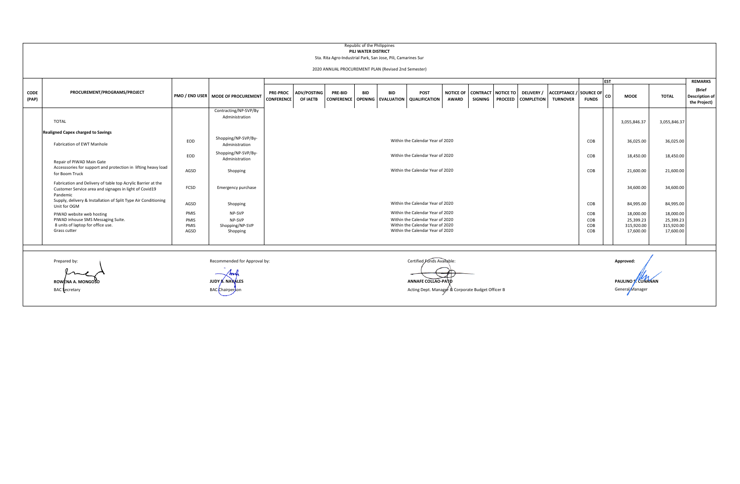Republic of the Philippines
**PILI WATER DISTRICT**
Sta. Rita Agro-Industrial Park, San Jose, Pili, Camarines Sur

2020 ANNUAL PROCUREMENT PLAN (Revised 2nd Semester)

| CODE (PAP) | PROCUREMENT/PROGRAMS/PROJECT | PMO / END USER | MODE OF PROCUREMENT | PRE-PROC CONFERENCE | ADV/POSTING OF IAETB | PRE-BID CONFERENCE | BID OPENING | BID EVALUATION | POST QUALIFICATION | NOTICE OF AWARD | CONTRACT SIGNING | NOTICE TO PROCEED | DELIVERY / COMPLETION | ACCEPTANCE / TURNOVER | SOURCE OF FUNDS | EST CO | MOOE | TOTAL | REMARKS (Brief Description of the Project) |
|---|---|---|---|---|---|---|---|---|---|---|---|---|---|---|---|---|---|---|---|
| | TOTAL | | Contracting/NP-SVP/By Administration | | | | | | | | | | | | | | 3,055,846.37 | 3,055,846.37 | |
| | **Realigned Capex charged to Savings** | | | | | | | | | | | | | | | | | | |
| | Fabrication of EWT Manhole | EOD | Shopping/NP-SVP/By-Administration | | | | | | Within the Calendar Year of 2020 | | | | | | COB | | 36,025.00 | 36,025.00 | |
| | Repair of PIWAD Main Gate | EOD | Shopping/NP-SVP/By-Administration | | | | | | Within the Calendar Year of 2020 | | | | | | COB | | 18,450.00 | 18,450.00 | |
| | Accesssories for support and protection in lifting heavy load for Boom Truck | AGSD | Shopping | | | | | | Within the Calendar Year of 2020 | | | | | | COB | | 21,600.00 | 21,600.00 | |
| | Fabrication and Delivery of table top Acrylic Barrier at the Customer Service area and signages in light of Covid19 Pandemic | FCSD | Emergency purchase | | | | | | | | | | | | | | 34,600.00 | 34,600.00 | |
| | Supply, delivery & Installation of Split Type Air Conditioning Unit for OGM | AGSD | Shopping | | | | | | Within the Calendar Year of 2020 | | | | | | COB | | 84,995.00 | 84,995.00 | |
| | PIWAD website web hosting | PMIS | NP-SVP | | | | | | Within the Calendar Year of 2020 | | | | | | COB | | 18,000.00 | 18,000.00 | |
| | PIWAD inhouse SMS Messaging Suite. | PMIS | NP-SVP | | | | | | Within the Calendar Year of 2020 | | | | | | COB | | 25,399.23 | 25,399.23 | |
| | 8 units of laptop for office use. | PMIS | Shopping/NP-SVP | | | | | | Within the Calendar Year of 2020 | | | | | | COB | | 315,920.00 | 315,920.00 | |
| | Grass cutter | AGSD | Shopping | | | | | | Within the Calendar Year of 2020 | | | | | | COB | | 17,600.00 | 17,600.00 | |

Prepared by:

**ROWENA A. MONGOSO**
BAC Secretary

Recommended for Approval by:

**JUDY B. NAVALES**
BAC Chairperson

Certified Funds Available:

**ANNAFE COLLAO-PATO**
Acting Dept. Manager & Corporate Budget Officer B

**Approved:**

**PAULINO S. CUNANAN**
General Manager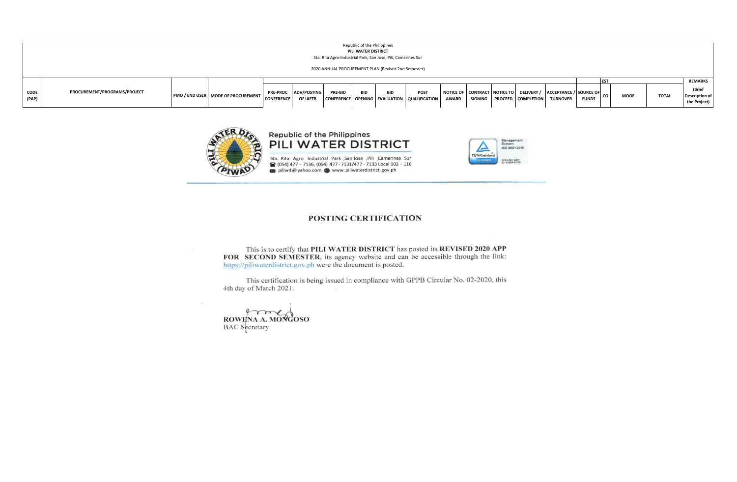Republic of the Philippines
**PILI WATER DISTRICT**
Sta. Rita Agro-Industrial Park, San Jose, Pili, Camarines Sur

2020 ANNUAL PROCUREMENT PLAN (Revised 2nd Semester)

| CODE (PAP) | PROCUREMENT/PROGRAMS/PROJECT | PMO / END USER | MODE OF PROCUREMENT | PRE-PROC CONFERENCE | ADV/POSTING OF IAETB | PRE-BID CONFERENCE | BID OPENING | BID EVALUATION | POST QUALIFICATION | NOTICE OF AWARD | CONTRACT SIGNING | NOTICE TO PROCEED | DELIVERY / COMPLETION | ACCEPTANCE / TURNOVER | SOURCE OF FUNDS | EST CO | MOOE | TOTAL | REMARKS (Brief Description of the Project) |
|---|---|---|---|---|---|---|---|---|---|---|---|---|---|---|---|---|---|---|---|

Republic of the Philippines
**PILI WATER DISTRICT**
Sta. Rita Agro Industrial Park ,San Jose ,Pili ,Camarines Sur
(054) 477 - 7136; (054) 477 - 7131/477 - 7133 Local 102 - 116
piliwd@yahoo.com www.piliwaterdistrict.gov.ph

Management System ISO 9001:2015
TÜVRheinland CERTIFIED
www.tuv.com ID 9105041797

## POSTING CERTIFICATION

This is to certify that **PILI WATER DISTRICT** has posted its **REVISED 2020 APP FOR SECOND SEMESTER**, its agency website and can be accessible through the link: https://piliwaterdistrict.gov.ph were the document is posted.

This certification is being issued in compliance with GPPB Circular No. 02-2020, this 4th day of March 2021.

**ROWENA A. MONGOSO**
BAC Secretary